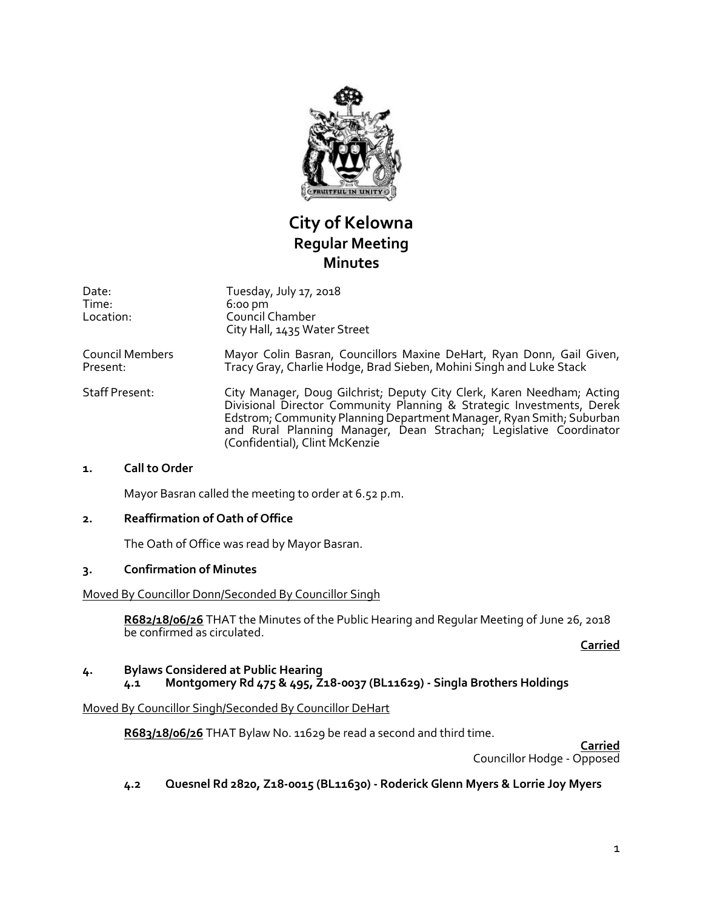# City of Kelowna
## Regular Meeting
## Minutes

| | |
|---|---|
| Date: | Tuesday, July 17, 2018 |
| Time: | 6:00 pm |
| Location: | Council Chamber<br>City Hall, 1435 Water Street |
| Council Members Present: | Mayor Colin Basran, Councillors Maxine DeHart, Ryan Donn, Gail Given, Tracy Gray, Charlie Hodge, Brad Sieben, Mohini Singh and Luke Stack |
| Staff Present: | City Manager, Doug Gilchrist; Deputy City Clerk, Karen Needham; Acting Divisional Director Community Planning & Strategic Investments, Derek Edstrom; Community Planning Department Manager, Ryan Smith; Suburban and Rural Planning Manager, Dean Strachan; Legislative Coordinator (Confidential), Clint McKenzie |

### 1. Call to Order

Mayor Basran called the meeting to order at 6.52 p.m.

### 2. Reaffirmation of Oath of Office

The Oath of Office was read by Mayor Basran.

### 3. Confirmation of Minutes

Moved By Councillor Donn/Seconded By Councillor Singh

**R682/18/06/26** THAT the Minutes of the Public Hearing and Regular Meeting of June 26, 2018 be confirmed as circulated.

**Carried**

### 4. Bylaws Considered at Public Hearing

#### 4.1 Montgomery Rd 475 & 495, Z18-0037 (BL11629) - Singla Brothers Holdings

Moved By Councillor Singh/Seconded By Councillor DeHart

**R683/18/06/26** THAT Bylaw No. 11629 be read a second and third time.

**Carried**
Councillor Hodge - Opposed

#### 4.2 Quesnel Rd 2820, Z18-0015 (BL11630) - Roderick Glenn Myers & Lorrie Joy Myers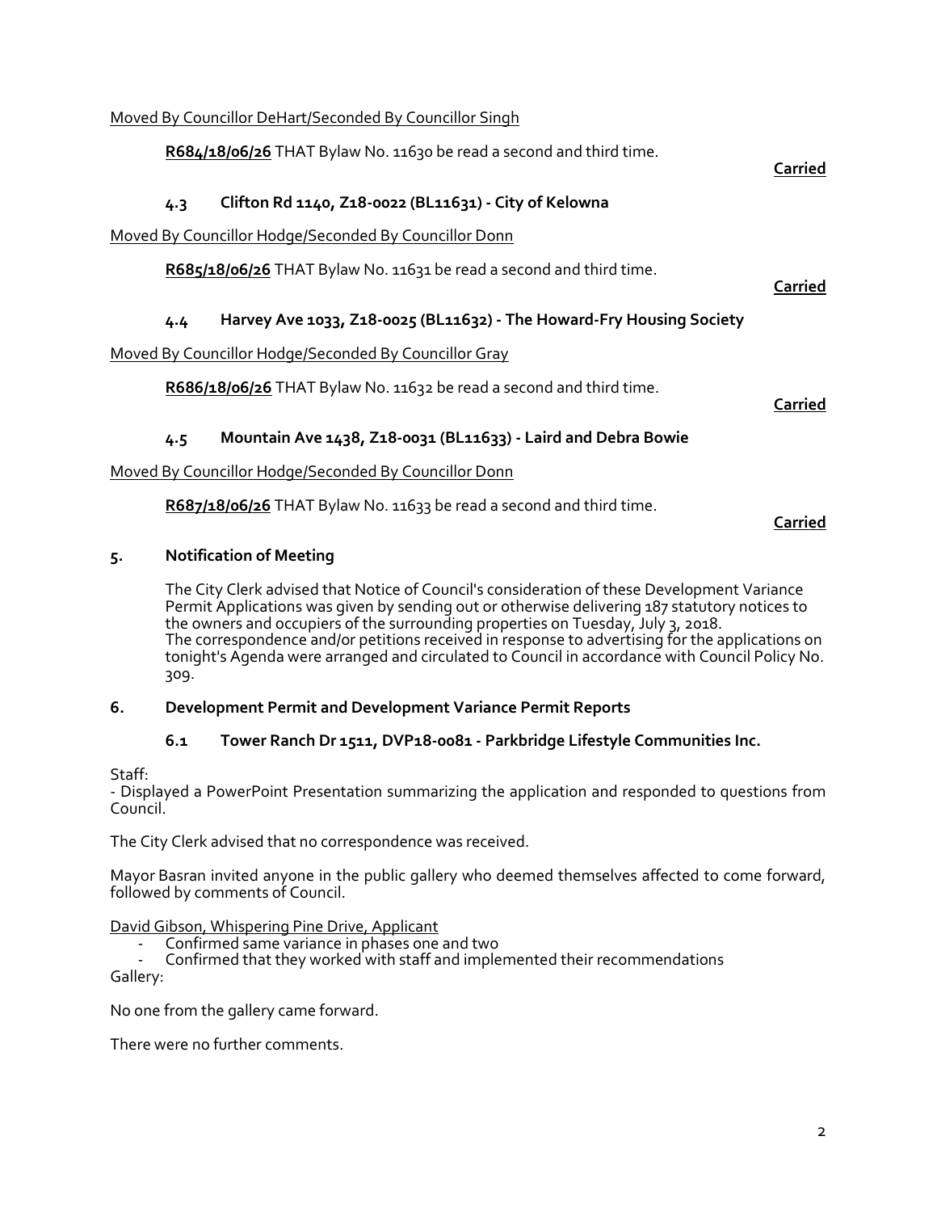Moved By Councillor DeHart/Seconded By Councillor Singh

**R684/18/06/26** THAT Bylaw No. 11630 be read a second and third time.

**Carried**

### 4.3 Clifton Rd 1140, Z18-0022 (BL11631) - City of Kelowna

Moved By Councillor Hodge/Seconded By Councillor Donn

**R685/18/06/26** THAT Bylaw No. 11631 be read a second and third time.

**Carried**

### 4.4 Harvey Ave 1033, Z18-0025 (BL11632) - The Howard-Fry Housing Society

Moved By Councillor Hodge/Seconded By Councillor Gray

**R686/18/06/26** THAT Bylaw No. 11632 be read a second and third time.

**Carried**

### 4.5 Mountain Ave 1438, Z18-0031 (BL11633) - Laird and Debra Bowie

Moved By Councillor Hodge/Seconded By Councillor Donn

**R687/18/06/26** THAT Bylaw No. 11633 be read a second and third time.

**Carried**

## 5. Notification of Meeting

The City Clerk advised that Notice of Council's consideration of these Development Variance Permit Applications was given by sending out or otherwise delivering 187 statutory notices to the owners and occupiers of the surrounding properties on Tuesday, July 3, 2018.
The correspondence and/or petitions received in response to advertising for the applications on tonight's Agenda were arranged and circulated to Council in accordance with Council Policy No. 309.

## 6. Development Permit and Development Variance Permit Reports

### 6.1 Tower Ranch Dr 1511, DVP18-0081 - Parkbridge Lifestyle Communities Inc.

Staff:
- Displayed a PowerPoint Presentation summarizing the application and responded to questions from Council.

The City Clerk advised that no correspondence was received.

Mayor Basran invited anyone in the public gallery who deemed themselves affected to come forward, followed by comments of Council.

David Gibson, Whispering Pine Drive, Applicant
- Confirmed same variance in phases one and two
- Confirmed that they worked with staff and implemented their recommendations

Gallery:

No one from the gallery came forward.

There were no further comments.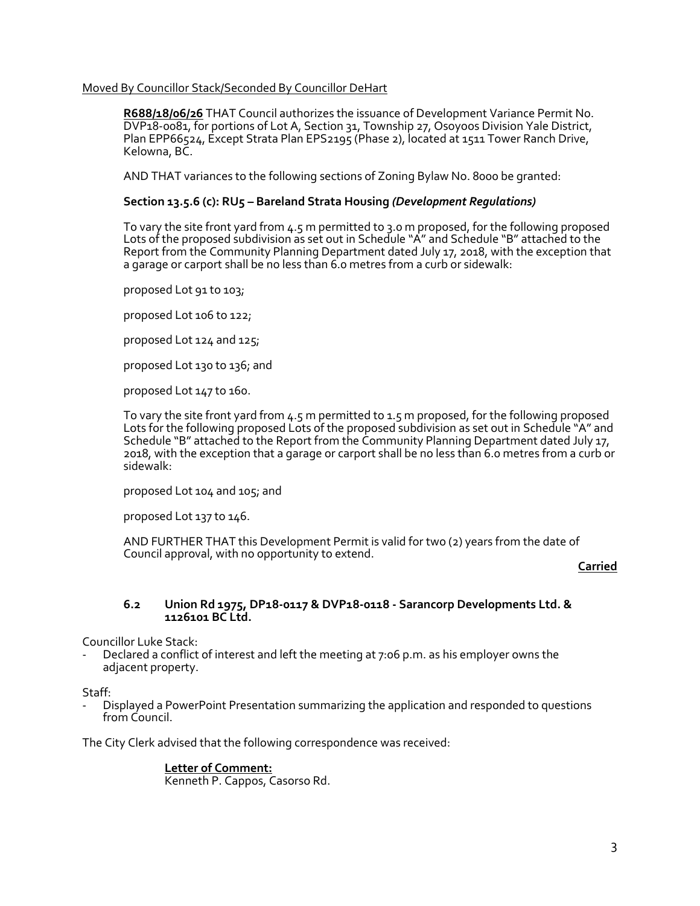Moved By Councillor Stack/Seconded By Councillor DeHart

**R688/18/06/26** THAT Council authorizes the issuance of Development Variance Permit No. DVP18-0081, for portions of Lot A, Section 31, Township 27, Osoyoos Division Yale District, Plan EPP66524, Except Strata Plan EPS2195 (Phase 2), located at 1511 Tower Ranch Drive, Kelowna, BC.

AND THAT variances to the following sections of Zoning Bylaw No. 8000 be granted:

**Section 13.5.6 (c): RU5 – Bareland Strata Housing *(Development Regulations)***

To vary the site front yard from 4.5 m permitted to 3.0 m proposed, for the following proposed Lots of the proposed subdivision as set out in Schedule "A" and Schedule "B" attached to the Report from the Community Planning Department dated July 17, 2018, with the exception that a garage or carport shall be no less than 6.0 metres from a curb or sidewalk:

proposed Lot 91 to 103;

proposed Lot 106 to 122;

proposed Lot 124 and 125;

proposed Lot 130 to 136; and

proposed Lot 147 to 160.

To vary the site front yard from 4.5 m permitted to 1.5 m proposed, for the following proposed Lots for the following proposed Lots of the proposed subdivision as set out in Schedule "A" and Schedule "B" attached to the Report from the Community Planning Department dated July 17, 2018, with the exception that a garage or carport shall be no less than 6.0 metres from a curb or sidewalk:

proposed Lot 104 and 105; and

proposed Lot 137 to 146.

AND FURTHER THAT this Development Permit is valid for two (2) years from the date of Council approval, with no opportunity to extend.

**Carried**

### 6.2 Union Rd 1975, DP18-0117 & DVP18-0118 - Sarancorp Developments Ltd. & 1126101 BC Ltd.

Councillor Luke Stack:

- Declared a conflict of interest and left the meeting at 7:06 p.m. as his employer owns the adjacent property.

Staff:

- Displayed a PowerPoint Presentation summarizing the application and responded to questions from Council.

The City Clerk advised that the following correspondence was received:

**Letter of Comment:**
Kenneth P. Cappos, Casorso Rd.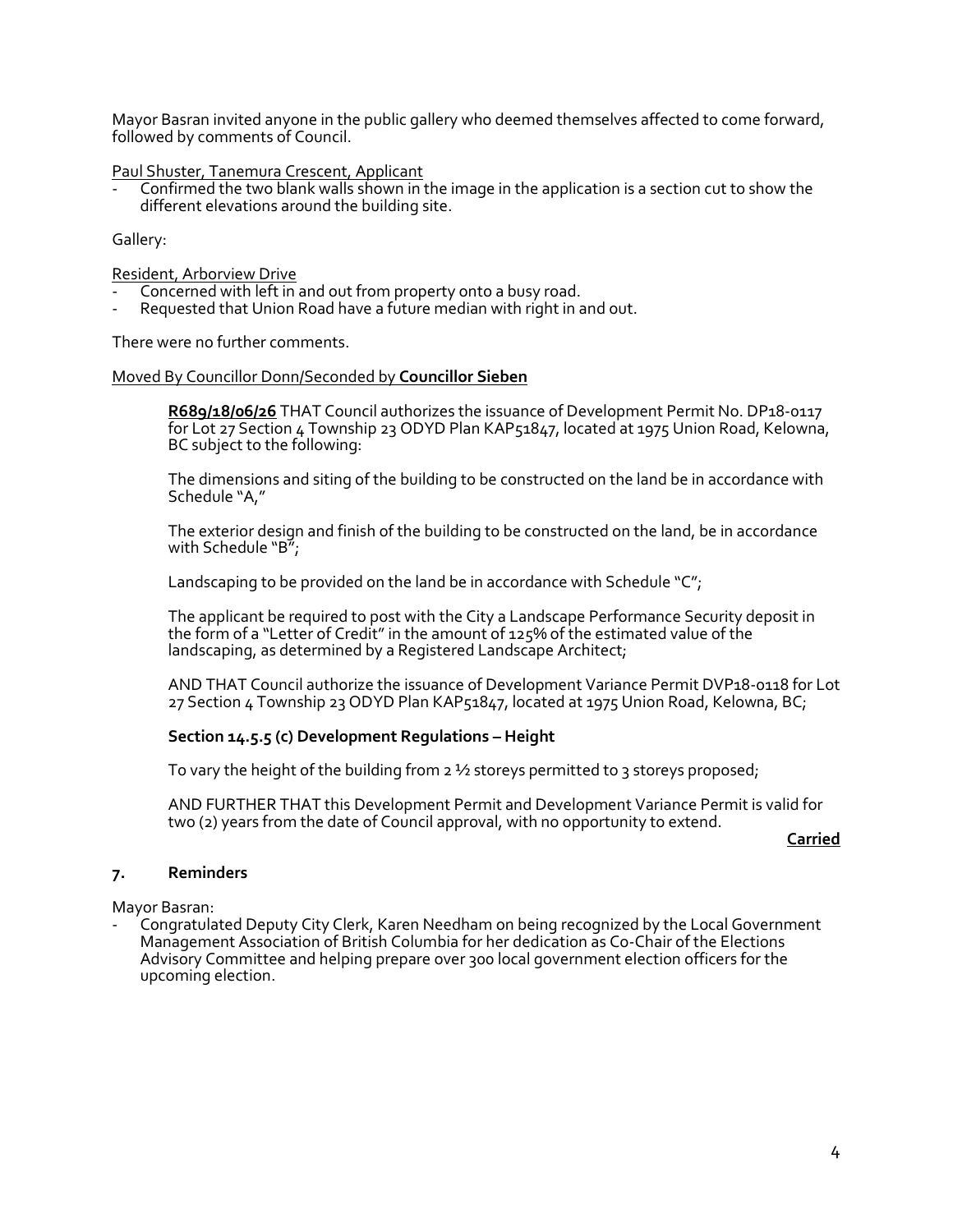Mayor Basran invited anyone in the public gallery who deemed themselves affected to come forward, followed by comments of Council.

Paul Shuster, Tanemura Crescent, Applicant

- Confirmed the two blank walls shown in the image in the application is a section cut to show the different elevations around the building site.

Gallery:

Resident, Arborview Drive

- Concerned with left in and out from property onto a busy road.
- Requested that Union Road have a future median with right in and out.

There were no further comments.

Moved By Councillor Donn/Seconded by **Councillor Sieben**

> **R689/18/06/26** THAT Council authorizes the issuance of Development Permit No. DP18-0117 for Lot 27 Section 4 Township 23 ODYD Plan KAP51847, located at 1975 Union Road, Kelowna, BC subject to the following:
>
> The dimensions and siting of the building to be constructed on the land be in accordance with Schedule "A,"
>
> The exterior design and finish of the building to be constructed on the land, be in accordance with Schedule "B";
>
> Landscaping to be provided on the land be in accordance with Schedule "C";
>
> The applicant be required to post with the City a Landscape Performance Security deposit in the form of a "Letter of Credit" in the amount of 125% of the estimated value of the landscaping, as determined by a Registered Landscape Architect;
>
> AND THAT Council authorize the issuance of Development Variance Permit DVP18-0118 for Lot 27 Section 4 Township 23 ODYD Plan KAP51847, located at 1975 Union Road, Kelowna, BC;
>
> **Section 14.5.5 (c) Development Regulations – Height**
>
> To vary the height of the building from 2 ½ storeys permitted to 3 storeys proposed;
>
> AND FURTHER THAT this Development Permit and Development Variance Permit is valid for two (2) years from the date of Council approval, with no opportunity to extend.

**Carried**

## 7. Reminders

Mayor Basran:

- Congratulated Deputy City Clerk, Karen Needham on being recognized by the Local Government Management Association of British Columbia for her dedication as Co-Chair of the Elections Advisory Committee and helping prepare over 300 local government election officers for the upcoming election.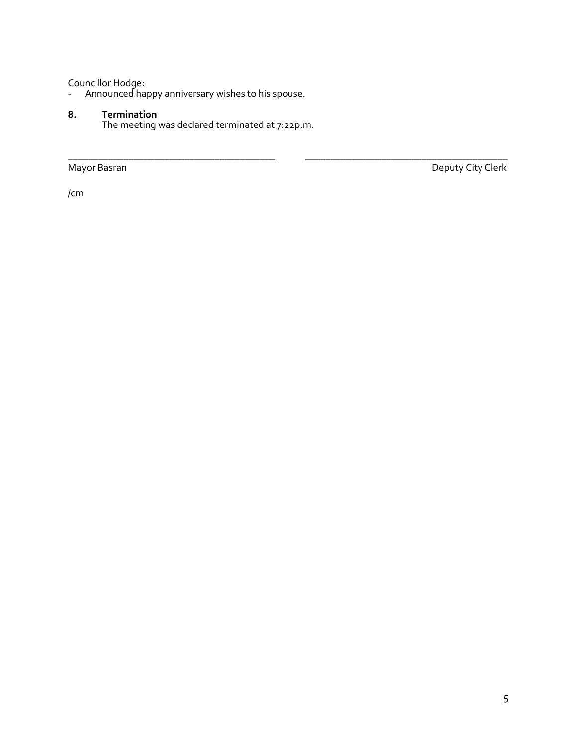Councillor Hodge:
- Announced happy anniversary wishes to his spouse.

## 8. Termination

The meeting was declared terminated at 7:22p.m.

\_\_\_\_\_\_\_\_\_\_\_\_\_\_\_\_\_\_\_\_\_\_\_\_\_\_\_\_\_\_\_\_\_\_\_\_\_\_\_\_ \_\_\_\_\_\_\_\_\_\_\_\_\_\_\_\_\_\_\_\_\_\_\_\_\_\_\_\_\_\_\_\_\_\_\_\_\_\_\_\_

Mayor Basran Deputy City Clerk

/cm